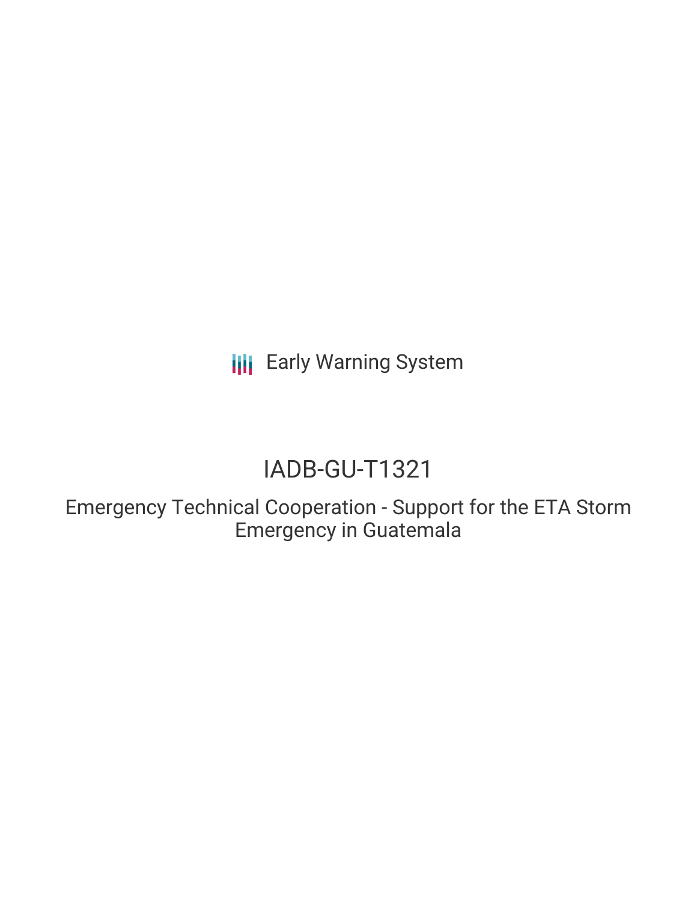Early Warning System

# IADB-GU-T1321

## Emergency Technical Cooperation - Support for the ETA Storm Emergency in Guatemala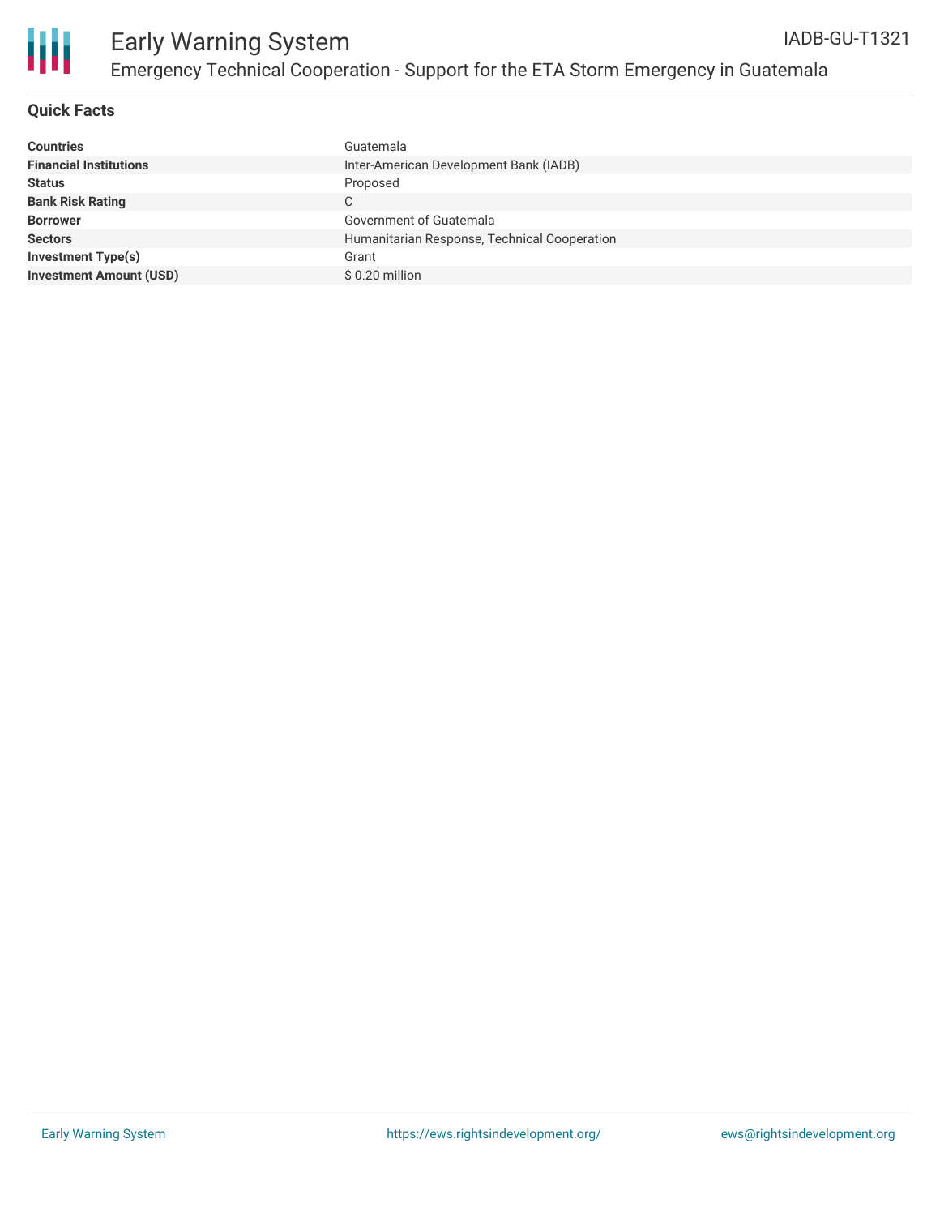# Early Warning System

## Emergency Technical Cooperation - Support for the ETA Storm Emergency in Guatemala

IADB-GU-T1321

### Quick Facts

| | |
|---|---|
| **Countries** | Guatemala |
| **Financial Institutions** | Inter-American Development Bank (IADB) |
| **Status** | Proposed |
| **Bank Risk Rating** | C |
| **Borrower** | Government of Guatemala |
| **Sectors** | Humanitarian Response, Technical Cooperation |
| **Investment Type(s)** | Grant |
| **Investment Amount (USD)** | $ 0.20 million |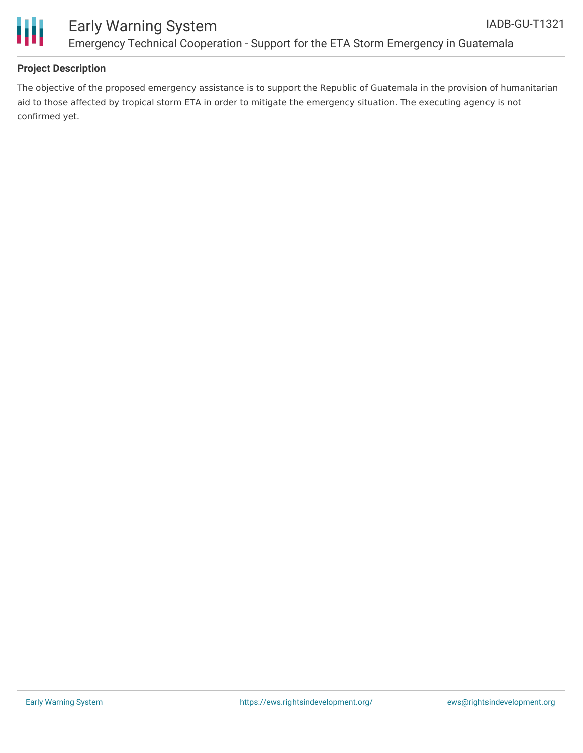## Project Description

The objective of the proposed emergency assistance is to support the Republic of Guatemala in the provision of humanitarian aid to those affected by tropical storm ETA in order to mitigate the emergency situation. The executing agency is not confirmed yet.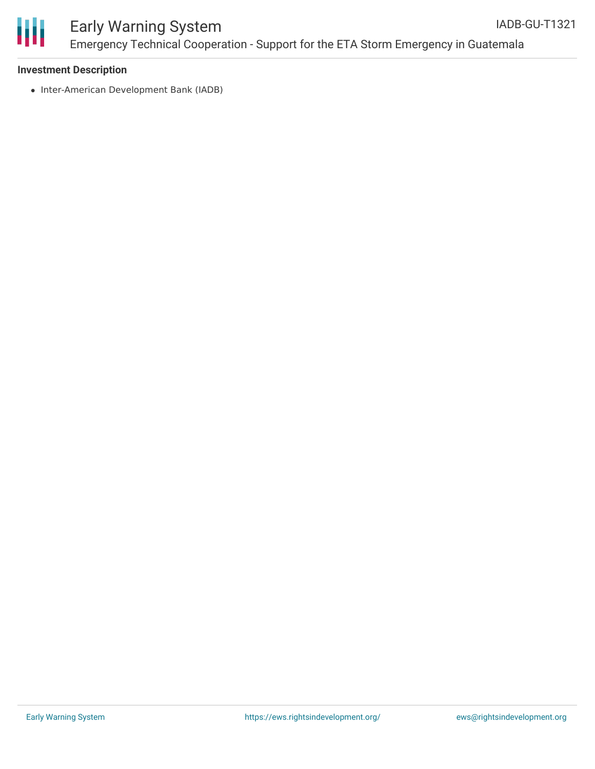**Investment Description**

- Inter-American Development Bank (IADB)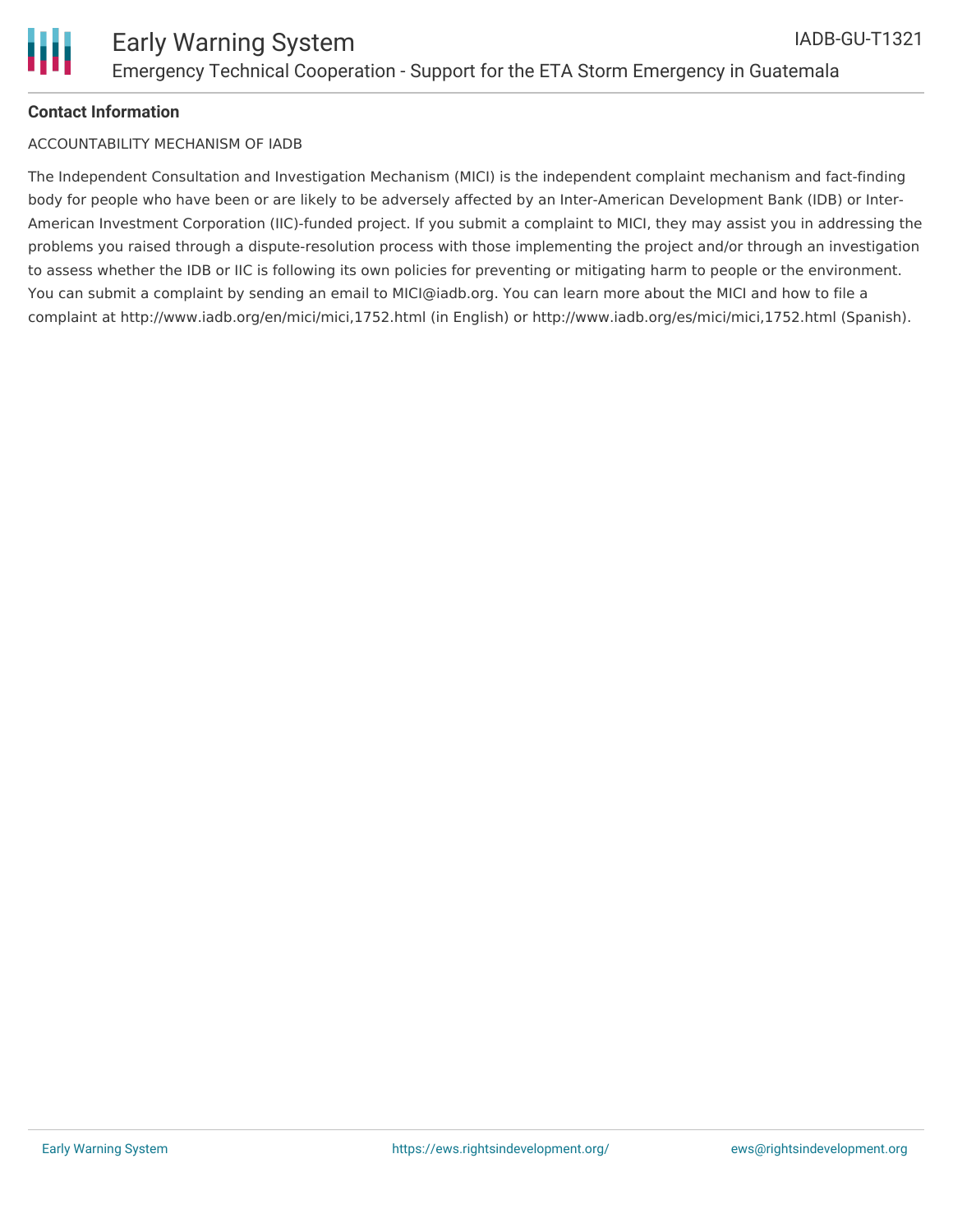**Contact Information**

ACCOUNTABILITY MECHANISM OF IADB

The Independent Consultation and Investigation Mechanism (MICI) is the independent complaint mechanism and fact-finding body for people who have been or are likely to be adversely affected by an Inter-American Development Bank (IDB) or Inter-American Investment Corporation (IIC)-funded project. If you submit a complaint to MICI, they may assist you in addressing the problems you raised through a dispute-resolution process with those implementing the project and/or through an investigation to assess whether the IDB or IIC is following its own policies for preventing or mitigating harm to people or the environment. You can submit a complaint by sending an email to MICI@iadb.org. You can learn more about the MICI and how to file a complaint at http://www.iadb.org/en/mici/mici,1752.html (in English) or http://www.iadb.org/es/mici/mici,1752.html (Spanish).